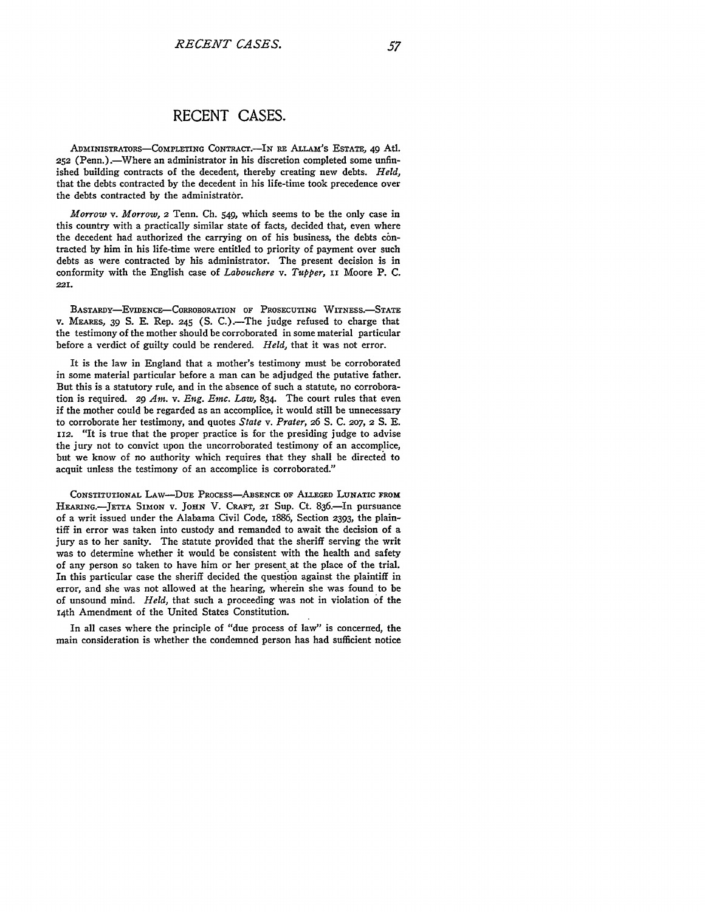# RECENT CASES.

ADMINISTRATORS—COMPLETING CONTRACT.—IN RE ALLAM'S ESTATE, 49 Atl. 252 (Penn.).—Where an administrator in his discretion completed some unfinished building contracts of the decedent, thereby creating new debts. *Held*, that the debts contracted by the decedent in his life-time took precedence over the debts contracted by the administrator.

*Morrow* v. *Morrow*, 2 Tenn. Ch. 549, which seems to be the only case in this country with a practically similar state of facts, decided that, even where the decedent had authorized the carrying on of his business, the debts contracted by him in his life-time were entitled to priority of payment over such debts as were contracted by his administrator. The present decision is in conformity with the English case of *Labouchere* v. *Tupper*, 11 Moore P. C. 221.

BASTARDY—EVIDENCE—CORROBORATION OF PROSECUTING WITNESS.—STATE v. MEARES, 39 S. E. Rep. 245 (S. C.).—The judge refused to charge that the testimony of the mother should be corroborated in some material particular before a verdict of guilty could be rendered. *Held*, that it was not error.

It is the law in England that a mother's testimony must be corroborated in some material particular before a man can be adjudged the putative father. But this is a statutory rule, and in the absence of such a statute, no corroboration is required. 29 *Am.* v. *Eng. Enc. Law*, 834. The court rules that even if the mother could be regarded as an accomplice, it would still be unnecessary to corroborate her testimony, and quotes *State* v. *Prater*, 26 S. C. 207, 2 S. E. 112. "It is true that the proper practice is for the presiding judge to advise the jury not to convict upon the uncorroborated testimony of an accomplice, but we know of no authority which requires that they shall be directed to acquit unless the testimony of an accomplice is corroborated."

CONSTITUTIONAL LAW—DUE PROCESS—ABSENCE OF ALLEGED LUNATIC FROM HEARING.—JETTA SIMON v. JOHN V. CRAFT, 21 Sup. Ct. 836.—In pursuance of a writ issued under the Alabama Civil Code, 1886, Section 2393, the plaintiff in error was taken into custody and remanded to await the decision of a jury as to her sanity. The statute provided that the sheriff serving the writ was to determine whether it would be consistent with the health and safety of any person so taken to have him or her present at the place of the trial. In this particular case the sheriff decided the question against the plaintiff in error, and she was not allowed at the hearing, wherein she was found to be of unsound mind. *Held*, that such a proceeding was not in violation of the 14th Amendment of the United States Constitution.

In all cases where the principle of "due process of law" is concerned, the main consideration is whether the condemned person has had sufficient notice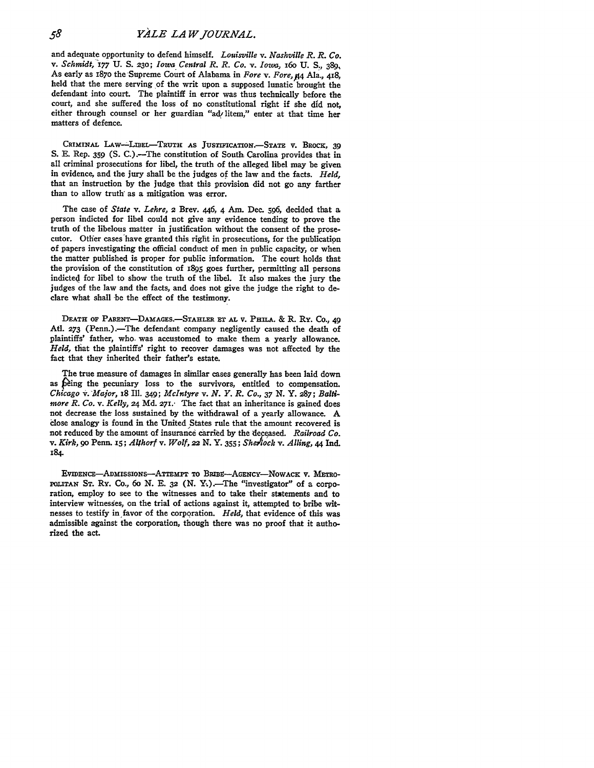and adequate opportunity to defend himself. *Louisville v. Nashville R. R. Co. v. Schmidt,* 177 U. S. 230; *Iowa Central R. R. Co. v. Iowa,* 160 U. S., 389, As early as 1870 the Supreme Court of Alabama in *Fore v. Fore,* 44 Ala., 418, held that the mere serving of the writ upon a supposed lunatic brought the defendant into court. The plaintiff in error was thus technically before the court, and she suffered the loss of no constitutional right if she did not, either through counsel or her guardian "ad litem," enter at that time her matters of defence.

CRIMINAL LAW—LIBEL—TRUTH AS JUSTIFICATION.—STATE v. BROCK, 39 S. E. Rep. 359 (S. C.).—The constitution of South Carolina provides that in all criminal prosecutions for libel, the truth of the alleged libel may be given in evidence, and the jury shall be the judges of the law and the facts. *Held,* that an instruction by the judge that this provision did not go any farther than to allow truth as a mitigation was error.

The case of *State v. Lehre,* 2 Brev. 446, 4 Am. Dec. 596, decided that a person indicted for libel could not give any evidence tending to prove the truth of the libelous matter in justification without the consent of the prosecutor. Other cases have granted this right in prosecutions, for the publication of papers investigating the official conduct of men in public capacity, or when the matter published is proper for public information. The court holds that the provision of the constitution of 1895 goes further, permitting all persons indicted for libel to show the truth of the libel. It also makes the jury the judges of the law and the facts, and does not give the judge the right to declare what shall be the effect of the testimony.

DEATH OF PARENT—DAMAGES.—STAHLER ET AL v. PHILA. & R. RY. CO., 49 Atl. 273 (Penn.).—The defendant company negligently caused the death of plaintiffs' father, who was accustomed to make them a yearly allowance. *Held,* that the plaintiffs' right to recover damages was not affected by the fact that they inherited their father's estate.

The true measure of damages in similar cases generally has been laid down as being the pecuniary loss to the survivors, entitled to compensation. *Chicago v. Major,* 18 Ill. 349; *McIntyre v. N. Y. R. Co.,* 37 N. Y. 287; *Baltimore R. Co. v. Kelly,* 24 Md. 271. The fact that an inheritance is gained does not decrease the loss sustained by the withdrawal of a yearly allowance. A close analogy is found in the United States rule that the amount recovered is not reduced by the amount of insurance carried by the deceased. *Railroad Co. v. Kirk,* 90 Penn. 15; *Althorf v. Wolf,* 22 N. Y. 355; *Sherlock v. Alling,* 44 Ind. 184.

EVIDENCE—ADMISSIONS—ATTEMPT TO BRIBE—AGENCY—NOWACK v. METROPOLITAN ST. RY. CO., 60 N. E. 32 (N. Y.).—The "investigator" of a corporation, employ to see to the witnesses and to take their statements and to interview witnesses, on the trial of actions against it, attempted to bribe witnesses to testify in favor of the corporation. *Held,* that evidence of this was admissible against the corporation, though there was no proof that it authorized the act.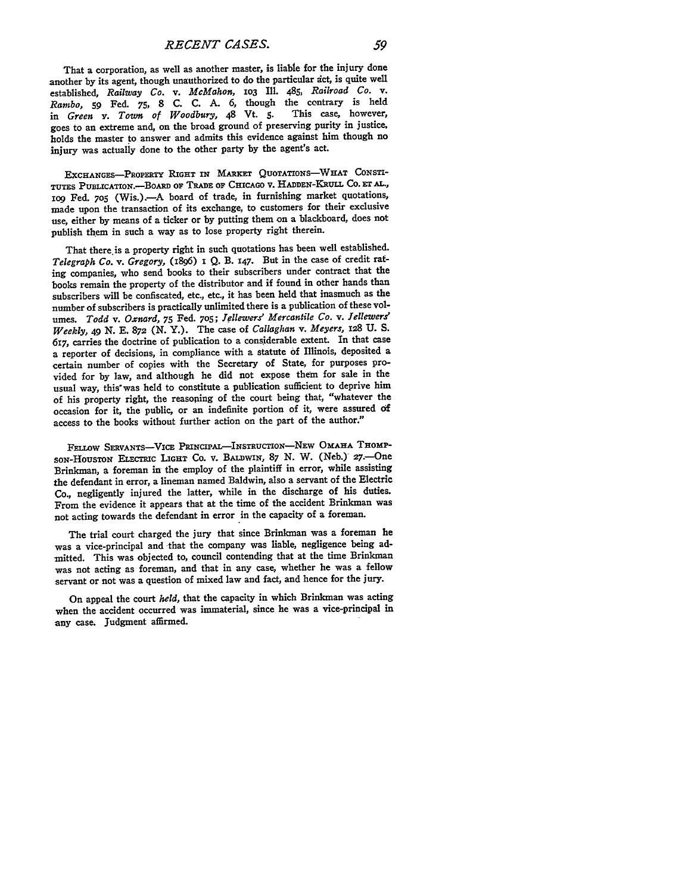That a corporation, as well as another master, is liable for the injury done another by its agent, though unauthorized to do the particular act, is quite well established, *Railway Co.* v. *McMahon*, 103 Ill. 485, *Railroad Co.* v. *Rambo*, 59 Fed. 75, 8 C. C. A. 6, though the contrary is held in *Green* v. *Town of Woodbury*, 48 Vt. 5. This case, however, goes to an extreme and, on the broad ground of preserving purity in justice, holds the master to answer and admits this evidence against him though no injury was actually done to the other party by the agent's act.

EXCHANGES—PROPERTY RIGHT IN MARKET QUOTATIONS—WHAT CONSTITUTES PUBLICATION.—BOARD OF TRADE OF CHICAGO V. HADDEN-KRULL CO. ET AL., 109 Fed. 705 (Wis.).—A board of trade, in furnishing market quotations, made upon the transaction of its exchange, to customers for their exclusive use, either by means of a ticker or by putting them on a blackboard, does not publish them in such a way as to lose property right therein.

That there is a property right in such quotations has been well established. *Telegraph Co.* v. *Gregory*, (1896) 1 Q. B. 147. But in the case of credit rating companies, who send books to their subscribers under contract that the books remain the property of the distributor and if found in other hands than subscribers will be confiscated, etc., etc., it has been held that inasmuch as the number of subscribers is practically unlimited there is a publication of these volumes. *Todd* v. *Oxnard*, 75 Fed. 705; *Jellewers' Mercantile Co.* v. *Jellewers' Weekly*, 49 N. E. 872 (N. Y.). The case of *Callaghan* v. *Meyers*, 128 U. S. 617, carries the doctrine of publication to a considerable extent. In that case a reporter of decisions, in compliance with a statute of Illinois, deposited a certain number of copies with the Secretary of State, for purposes provided for by law, and although he did not expose them for sale in the usual way, this was held to constitute a publication sufficient to deprive him of his property right, the reasoning of the court being that, "whatever the occasion for it, the public, or an indefinite portion of it, were assured of access to the books without further action on the part of the author."

FELLOW SERVANTS—VICE PRINCIPAL—INSTRUCTION—NEW OMAHA THOMPSON-HOUSTON ELECTRIC LIGHT CO. V. BALDWIN, 87 N. W. (Neb.) 27.—One Brinkman, a foreman in the employ of the plaintiff in error, while assisting the defendant in error, a lineman named Baldwin, also a servant of the Electric Co., negligently injured the latter, while in the discharge of his duties. From the evidence it appears that at the time of the accident Brinkman was not acting towards the defendant in error in the capacity of a foreman.

The trial court charged the jury that since Brinkman was a foreman he was a vice-principal and that the company was liable, negligence being admitted. This was objected to, council contending that at the time Brinkman was not acting as foreman, and that in any case, whether he was a fellow servant or not was a question of mixed law and fact, and hence for the jury.

On appeal the court *held*, that the capacity in which Brinkman was acting when the accident occurred was immaterial, since he was a vice-principal in any case. Judgment affirmed.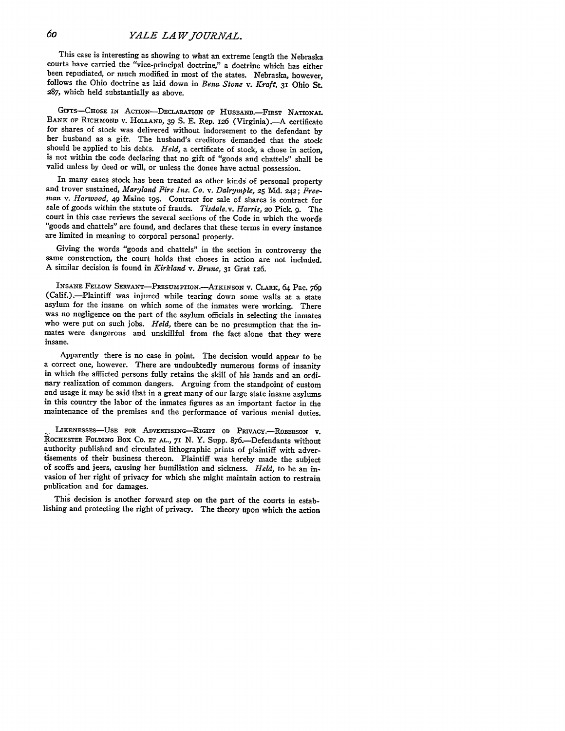This case is interesting as showing to what an extreme length the Nebraska courts have carried the "vice-principal doctrine," a doctrine which has either been repudiated, or much modified in most of the states. Nebraska, however, follows the Ohio doctrine as laid down in *Bena Stone* v. *Kraft*, 31 Ohio St. 287, which held substantially as above.

GIFTS—CHOSE IN ACTION—DECLARATION OF HUSBAND.—FIRST NATIONAL BANK OF RICHMOND v. HOLLAND, 39 S. E. Rep. 126 (Virginia).—A certificate for shares of stock was delivered without indorsement to the defendant by her husband as a gift. The husband's creditors demanded that the stock should be applied to his debts. *Held*, a certificate of stock, a chose in action, is not within the code declaring that no gift of "goods and chattels" shall be valid unless by deed or will, or unless the donee have actual possession.

In many cases stock has been treated as other kinds of personal property and trover sustained, *Maryland Fire Ins. Co.* v. *Dalrymple*, 25 Md. 242; *Freeman* v. *Harwood*, 49 Maine 195. Contract for sale of shares is contract for sale of goods within the statute of frauds. *Tisdale* v. *Harris*, 20 Pick. 9. The court in this case reviews the several sections of the Code in which the words "goods and chattels" are found, and declares that these terms in every instance are limited in meaning to corporal personal property.

Giving the words "goods and chattels" in the section in controversy the same construction, the court holds that choses in action are not included. A similar decision is found in *Kirkland* v. *Brune*, 31 Grat 126.

INSANE FELLOW SERVANT—PRESUMPTION.—ATKINSON v. CLARK, 64 Pac. 769 (Calif.).—Plaintiff was injured while tearing down some walls at a state asylum for the insane on which some of the inmates were working. There was no negligence on the part of the asylum officials in selecting the inmates who were put on such jobs. *Held*, there can be no presumption that the inmates were dangerous and unskillful from the fact alone that they were insane.

Apparently there is no case in point. The decision would appear to be a correct one, however. There are undoubtedly numerous forms of insanity in which the afflicted persons fully retains the skill of his hands and an ordinary realization of common dangers. Arguing from the standpoint of custom and usage it may be said that in a great many of our large state insane asylums in this country the labor of the inmates figures as an important factor in the maintenance of the premises and the performance of various menial duties.

LIKENESSES—USE FOR ADVERTISING—RIGHT OD PRIVACY.—ROBERSON v. ROCHESTER FOLDING BOX CO. ET AL., 71 N. Y. Supp. 876.—Defendants without authority published and circulated lithographic prints of plaintiff with advertisements of their business thereon. Plaintiff was hereby made the subject of scoffs and jeers, causing her humiliation and sickness. *Held*, to be an invasion of her right of privacy for which she might maintain action to restrain publication and for damages.

This decision is another forward step on the part of the courts in establishing and protecting the right of privacy. The theory upon which the action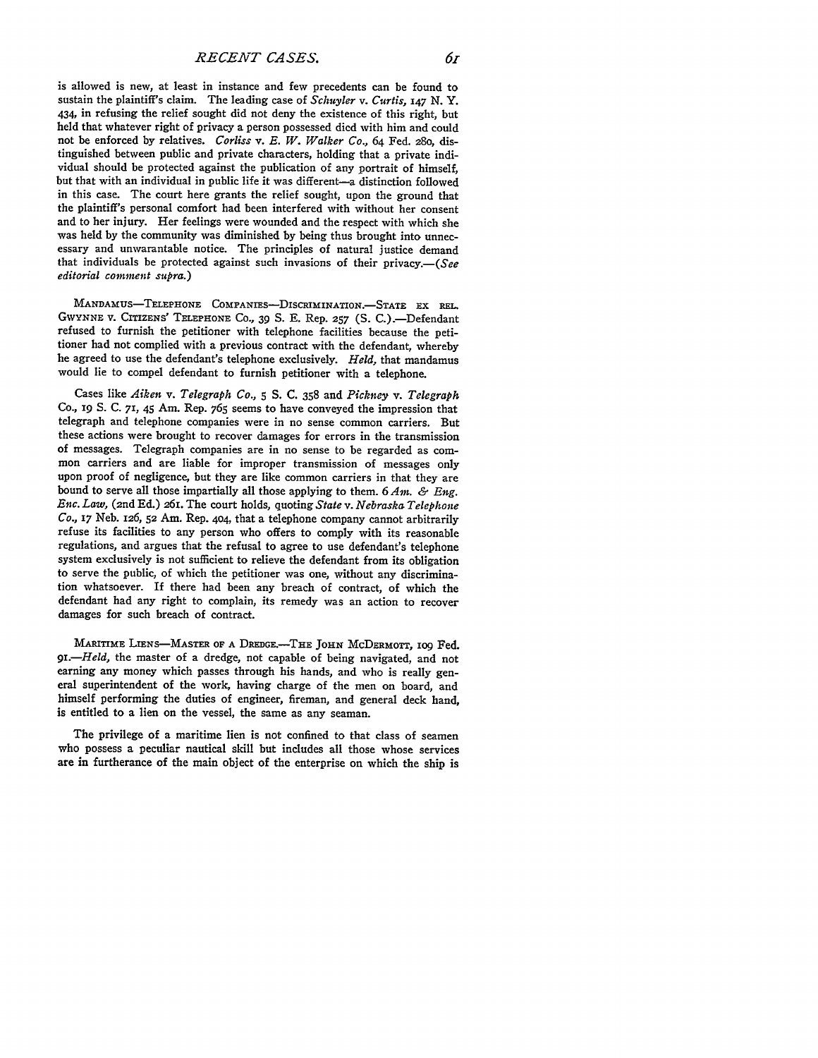is allowed is new, at least in instance and few precedents can be found to sustain the plaintiff's claim. The leading case of *Schuyler* v. *Curtis*, 147 N. Y. 434, in refusing the relief sought did not deny the existence of this right, but held that whatever right of privacy a person possessed died with him and could not be enforced by relatives. *Corliss* v. *E. W. Walker Co.*, 64 Fed. 280, distinguished between public and private characters, holding that a private individual should be protected against the publication of any portrait of himself, but that with an individual in public life it was different—a distinction followed in this case. The court here grants the relief sought, upon the ground that the plaintiff's personal comfort had been interfered with without her consent and to her injury. Her feelings were wounded and the respect with which she was held by the community was diminished by being thus brought into unnecessary and unwarantable notice. The principles of natural justice demand that individuals be protected against such invasions of their privacy.—*(See editorial comment supra.)*

MANDAMUS—TELEPHONE COMPANIES—DISCRIMINATION.—STATE EX REL. GWYNNE v. CITIZENS' TELEPHONE CO., 39 S. E. Rep. 257 (S. C.).—Defendant refused to furnish the petitioner with telephone facilities because the petitioner had not complied with a previous contract with the defendant, whereby he agreed to use the defendant's telephone exclusively. *Held*, that mandamus would lie to compel defendant to furnish petitioner with a telephone.

Cases like *Aiken* v. *Telegraph Co.*, 5 S. C. 358 and *Pickney* v. *Telegraph* Co., 19 S. C. 71, 45 Am. Rep. 765 seems to have conveyed the impression that telegraph and telephone companies were in no sense common carriers. But these actions were brought to recover damages for errors in the transmission of messages. Telegraph companies are in no sense to be regarded as common carriers and are liable for improper transmission of messages only upon proof of negligence, but they are like common carriers in that they are bound to serve all those impartially all those applying to them. 6 *Am. & Eng. Enc. Law*, (2nd Ed.) 261. The court holds, quoting *State* v. *Nebraska Telephone Co.*, 17 Neb. 126, 52 Am. Rep. 404, that a telephone company cannot arbitrarily refuse its facilities to any person who offers to comply with its reasonable regulations, and argues that the refusal to agree to use defendant's telephone system exclusively is not sufficient to relieve the defendant from its obligation to serve the public, of which the petitioner was one, without any discrimination whatsoever. If there had been any breach of contract, of which the defendant had any right to complain, its remedy was an action to recover damages for such breach of contract.

MARITIME LIENS—MASTER OF A DREDGE.—THE JOHN MCDERMOTT, 109 Fed. 91.—*Held*, the master of a dredge, not capable of being navigated, and not earning any money which passes through his hands, and who is really general superintendent of the work, having charge of the men on board, and himself performing the duties of engineer, fireman, and general deck hand, is entitled to a lien on the vessel, the same as any seaman.

The privilege of a maritime lien is not confined to that class of seamen who possess a peculiar nautical skill but includes all those whose services are in furtherance of the main object of the enterprise on which the ship is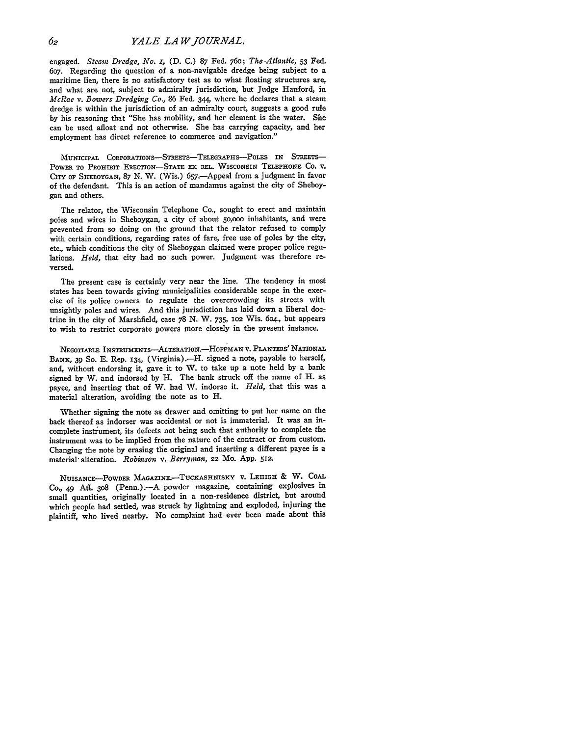engaged. *Steam Dredge, No. 1*, (D. C.) 87 Fed. 760; *The Atlantic*, 53 Fed. 607. Regarding the question of a non-navigable dredge being subject to a maritime lien, there is no satisfactory test as to what floating structures are, and what are not, subject to admiralty jurisdiction, but Judge Hanford, in *McRae* v. *Bowers Dredging Co.*, 86 Fed. 344, where he declares that a steam dredge is within the jurisdiction of an admiralty court, suggests a good rule by his reasoning that "She has mobility, and her element is the water. She can be used afloat and not otherwise. She has carrying capacity, and her employment has direct reference to commerce and navigation."

MUNICIPAL CORPORATIONS—STREETS—TELEGRAPHS—POLES IN STREETS—POWER TO PROHIBIT ERECTION—STATE EX REL. WISCONSIN TELEPHONE CO. V. CITY OF SHEBOYGAN, 87 N. W. (Wis.) 657.—Appeal from a judgment in favor of the defendant. This is an action of mandamus against the city of Sheboygan and others.

The relator, the Wisconsin Telephone Co., sought to erect and maintain poles and wires in Sheboygan, a city of about 50,000 inhabitants, and were prevented from so doing on the ground that the relator refused to comply with certain conditions, regarding rates of fare, free use of poles by the city, etc., which conditions the city of Sheboygan claimed were proper police regulations. *Held*, that city had no such power. Judgment was therefore reversed.

The present case is certainly very near the line. The tendency in most states has been towards giving municipalities considerable scope in the exercise of its police owners to regulate the overcrowding its streets with unsightly poles and wires. And this jurisdiction has laid down a liberal doctrine in the city of Marshfield, case 78 N. W. 735, 102 Wis. 604., but appears to wish to restrict corporate powers more closely in the present instance.

NEGOTIABLE INSTRUMENTS—ALTERATION.—HOFFMAN V. PLANTERS' NATIONAL BANK, 39 So. E. Rep. 134, (Virginia).—H. signed a note, payable to herself, and, without endorsing it, gave it to W. to take up a note held by a bank signed by W. and indorsed by H. The bank struck off the name of H. as payee, and inserting that of W. had W. indorse it. *Held*, that this was a material alteration, avoiding the note as to H.

Whether signing the note as drawer and omitting to put her name on the back thereof as indorser was accidental or not is immaterial. It was an incomplete instrument, its defects not being such that authority to complete the instrument was to be implied from the nature of the contract or from custom. Changing the note by erasing the original and inserting a different payee is a material alteration. *Robinson* v. *Berryman*, 22 Mo. App. 512.

NUISANCE—POWDER MAGAZINE.—TUCKASHNISKY V. LEHIGH & W. COAL CO., 49 Atl. 308 (Penn.).—A powder magazine, containing explosives in small quantities, originally located in a non-residence district, but around which people had settled, was struck by lightning and exploded, injuring the plaintiff, who lived nearby. No complaint had ever been made about this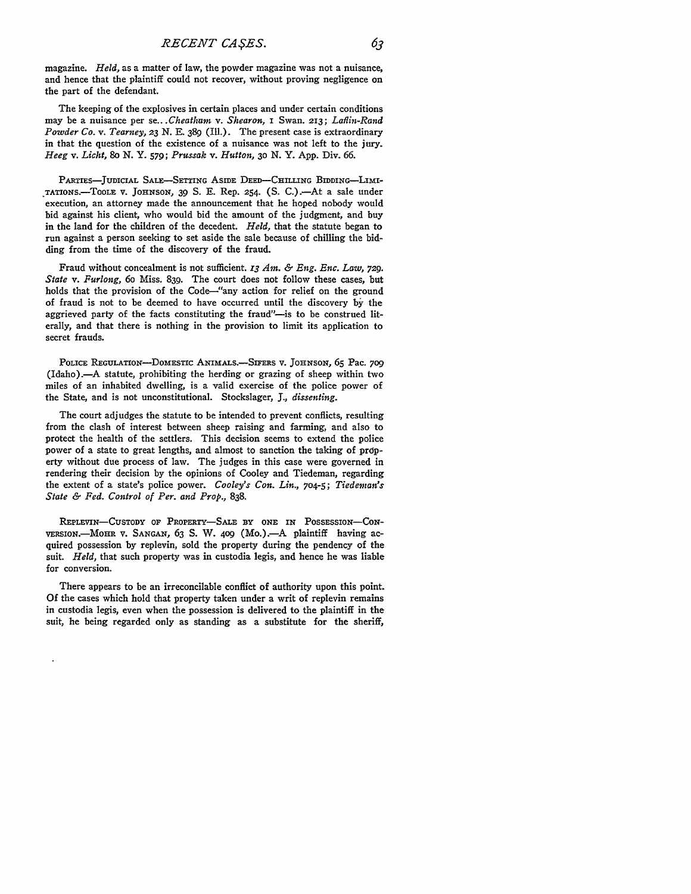magazine. *Held,* as a matter of law, the powder magazine was not a nuisance, and hence that the plaintiff could not recover, without proving negligence on the part of the defendant.

The keeping of the explosives in certain places and under certain conditions may be a nuisance per se.. .*Cheatham* v. *Shearon,* 1 Swan. 213; *Laflin-Rand Powder Co.* v. *Tearney,* 23 N. E. 389 (Ill.). The present case is extraordinary in that the question of the existence of a nuisance was not left to the jury. *Heeg* v. *Licht,* 80 N. Y. 579; *Prussak* v. *Hutton,* 30 N. Y. App. Div. 66.

PARTIES—JUDICIAL SALE—SETTING ASIDE DEED—CHILLING BIDDING—LIMITATIONS.—TOOLE v. JOHNSON, 39 S. E. Rep. 254. (S. C.).—At a sale under execution, an attorney made the announcement that he hoped nobody would bid against his client, who would bid the amount of the judgment, and buy in the land for the children of the decedent. *Held,* that the statute began to run against a person seeking to set aside the sale because of chilling the bidding from the time of the discovery of the fraud.

Fraud without concealment is not sufficient. *13 Am. & Eng. Enc. Law,* 729. *State* v. *Furlong,* 60 Miss. 839. The court does not follow these cases, but holds that the provision of the Code—"any action for relief on the ground of fraud is not to be deemed to have occurred until the discovery by the aggrieved party of the facts constituting the fraud"—is to be construed literally, and that there is nothing in the provision to limit its application to secret frauds.

POLICE REGULATION—DOMESTIC ANIMALS.—SIFERS v. JOHNSON, 65 Pac. 709 (Idaho).—A statute, prohibiting the herding or grazing of sheep within two miles of an inhabited dwelling, is a valid exercise of the police power of the State, and is not unconstitutional. Stockslager, J., *dissenting.*

The court adjudges the statute to be intended to prevent conflicts, resulting from the clash of interest between sheep raising and farming, and also to protect the health of the settlers. This decision seems to extend the police power of a state to great lengths, and almost to sanction the taking of property without due process of law. The judges in this case were governed in rendering their decision by the opinions of Cooley and Tiedeman, regarding the extent of a state's police power. *Cooley's Con. Lin.,* 704-5; *Tiedeman's State & Fed. Control of Per. and Prop.,* 838.

REPLEVIN—CUSTODY OF PROPERTY—SALE BY ONE IN POSSESSION—CONVERSION.—MOHR v. SANGAN, 63 S. W. 409 (Mo.).—A plaintiff having acquired possession by replevin, sold the property during the pendency of the suit. *Held,* that such property was in custodia legis, and hence he was liable for conversion.

There appears to be an irreconcilable conflict of authority upon this point. Of the cases which hold that property taken under a writ of replevin remains in custodia legis, even when the possession is delivered to the plaintiff in the suit, he being regarded only as standing as a substitute for the sheriff,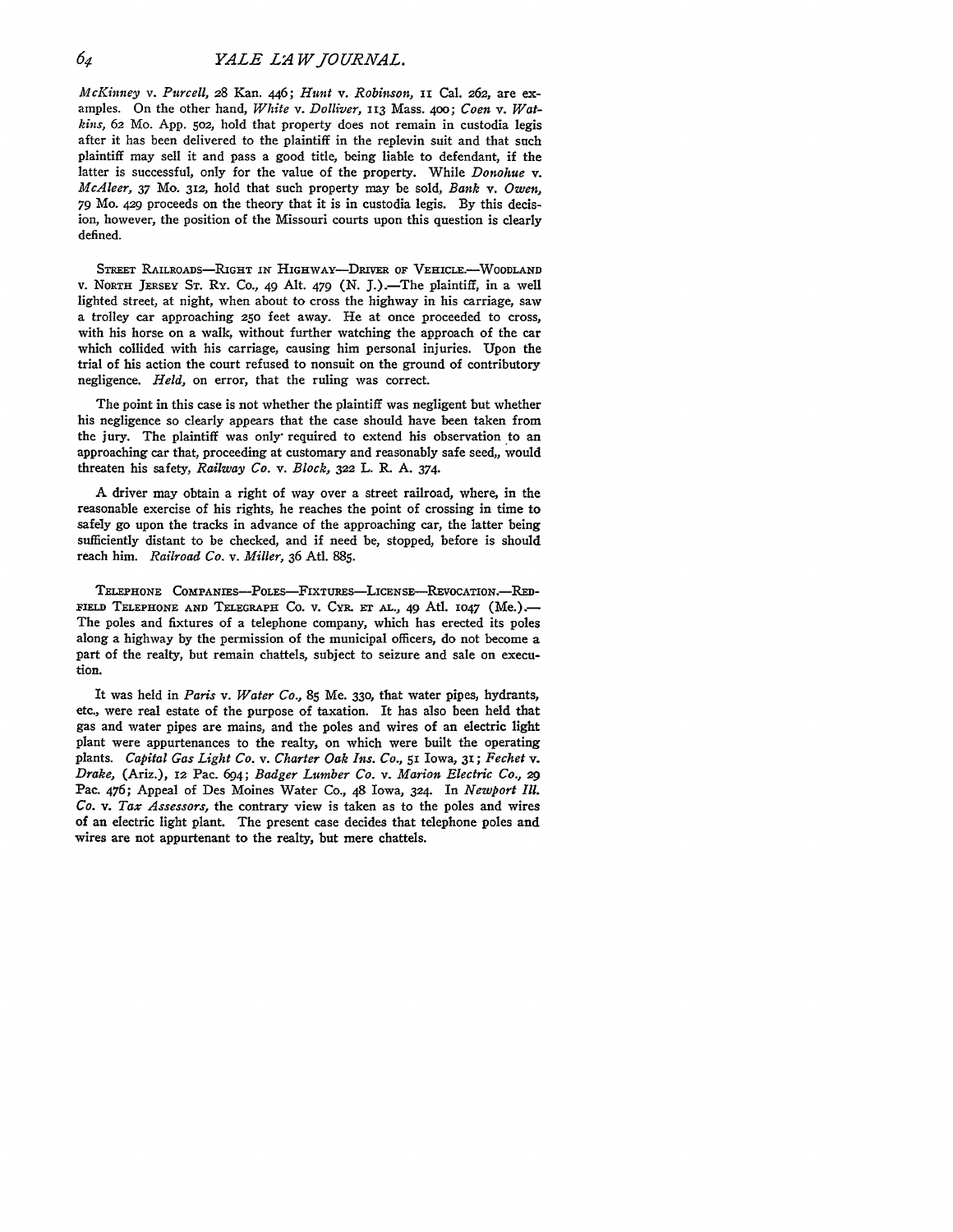*McKinney* v. *Purcell*, 28 Kan. 446; *Hunt* v. *Robinson*, 11 Cal. 262, are examples. On the other hand, *White* v. *Dolliver*, 113 Mass. 400; *Coen* v. *Watkins*, 62 Mo. App. 502, hold that property does not remain in custodia legis after it has been delivered to the plaintiff in the replevin suit and that such plaintiff may sell it and pass a good title, being liable to defendant, if the latter is successful, only for the value of the property. While *Donohue* v. *McAleer*, 37 Mo. 312, hold that such property may be sold, *Bank* v. *Owen*, 79 Mo. 429 proceeds on the theory that it is in custodia legis. By this decision, however, the position of the Missouri courts upon this question is clearly defined.

STREET RAILROADS—RIGHT IN HIGHWAY—DRIVER OF VEHICLE.—WOODLAND v. NORTH JERSEY ST. RY. CO., 49 Alt. 479 (N. J.).—The plaintiff, in a well lighted street, at night, when about to cross the highway in his carriage, saw a trolley car approaching 250 feet away. He at once proceeded to cross, with his horse on a walk, without further watching the approach of the car which collided with his carriage, causing him personal injuries. Upon the trial of his action the court refused to nonsuit on the ground of contributory negligence. *Held*, on error, that the ruling was correct.

The point in this case is not whether the plaintiff was negligent but whether his negligence so clearly appears that the case should have been taken from the jury. The plaintiff was only required to extend his observation to an approaching car that, proceeding at customary and reasonably safe seed,, would threaten his safety, *Railway Co.* v. *Block*, 322 L. R. A. 374.

A driver may obtain a right of way over a street railroad, where, in the reasonable exercise of his rights, he reaches the point of crossing in time to safely go upon the tracks in advance of the approaching car, the latter being sufficiently distant to be checked, and if need be, stopped, before is should reach him. *Railroad Co.* v. *Miller*, 36 Atl. 885.

TELEPHONE COMPANIES—POLES—FIXTURES—LICENSE—REVOCATION.—REDFIELD TELEPHONE AND TELEGRAPH CO. v. CYR. ET AL., 49 Atl. 1047 (Me.).—The poles and fixtures of a telephone company, which has erected its poles along a highway by the permission of the municipal officers, do not become a part of the realty, but remain chattels, subject to seizure and sale on execution.

It was held in *Paris* v. *Water Co.*, 85 Me. 330, that water pipes, hydrants, etc., were real estate of the purpose of taxation. It has also been held that gas and water pipes are mains, and the poles and wires of an electric light plant were appurtenances to the realty, on which were built the operating plants. *Capital Gas Light Co.* v. *Charter Oak Ins. Co.*, 51 Iowa, 31; *Fechet* v. *Drake*, (Ariz.), 12 Pac. 694; *Badger Lumber Co.* v. *Marion Electric Co.*, 29 Pac. 476; Appeal of Des Moines Water Co., 48 Iowa, 324. In *Newport Ill. Co.* v. *Tax Assessors*, the contrary view is taken as to the poles and wires of an electric light plant. The present case decides that telephone poles and wires are not appurtenant to the realty, but mere chattels.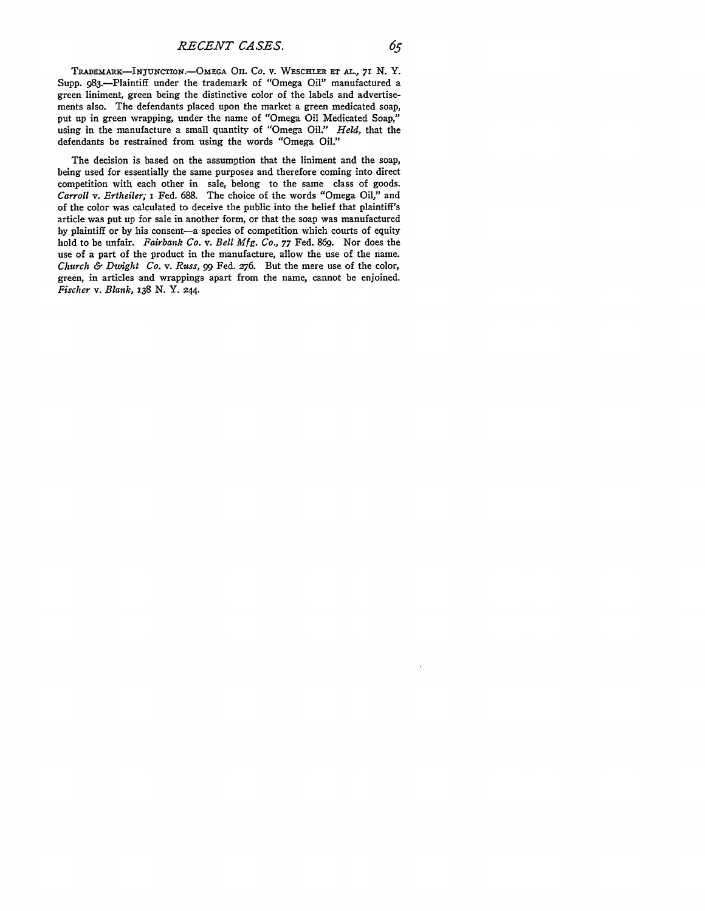TRADEMARK—INJUNCTION.—OMEGA OIL CO. v. WESCHLER ET AL., 71 N. Y. Supp. 983.—Plaintiff under the trademark of "Omega Oil" manufactured a green liniment, green being the distinctive color of the labels and advertisements also. The defendants placed upon the market a green medicated soap, put up in green wrapping, under the name of "Omega Oil Medicated Soap," using in the manufacture a small quantity of "Omega Oil." *Held,* that the defendants be restrained from using the words "Omega Oil."

The decision is based on the assumption that the liniment and the soap, being used for essentially the same purposes and therefore coming into direct competition with each other in sale, belong to the same class of goods. *Carroll* v. *Ertheiler;* 1 Fed. 688. The choice of the words "Omega Oil," and of the color was calculated to deceive the public into the belief that plaintiff's article was put up for sale in another form, or that the soap was manufactured by plaintiff or by his consent—a species of competition which courts of equity hold to be unfair. *Fairbank Co.* v. *Bell Mfg. Co.,* 77 Fed. 869. Nor does the use of a part of the product in the manufacture, allow the use of the name. *Church & Dwight Co.* v. *Russ,* 99 Fed. 276. But the mere use of the color, green, in articles and wrappings apart from the name, cannot be enjoined. *Fischer* v. *Blank,* 138 N. Y. 244.